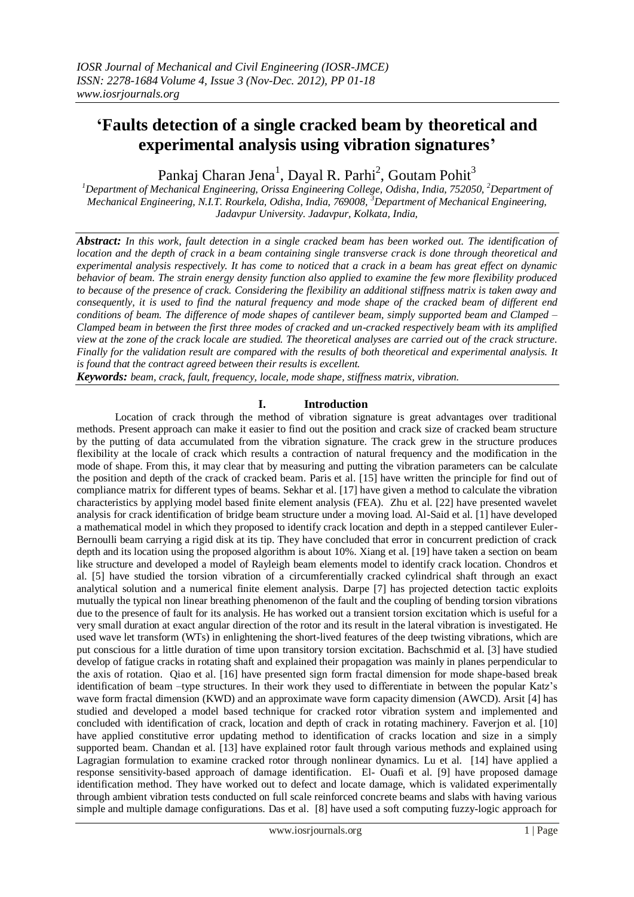# 'Faults detection of a single cracked beam by theoretical and experimental analysis using vibration signatures'

Pankaj Charan Jena[1], Dayal R. Parhi[2], Goutam Pohit[3]

[1]Department of Mechanical Engineering, Orissa Engineering College, Odisha, India, 752050, [2]Department of Mechanical Engineering, N.I.T. Rourkela, Odisha, India, 769008, [3]Department of Mechanical Engineering, Jadavpur University. Jadavpur, Kolkata, India,

***Abstract:*** *In this work, fault detection in a single cracked beam has been worked out. The identification of location and the depth of crack in a beam containing single transverse crack is done through theoretical and experimental analysis respectively. It has come to noticed that a crack in a beam has great effect on dynamic behavior of beam. The strain energy density function also applied to examine the few more flexibility produced to because of the presence of crack. Considering the flexibility an additional stiffness matrix is taken away and consequently, it is used to find the natural frequency and mode shape of the cracked beam of different end conditions of beam. The difference of mode shapes of cantilever beam, simply supported beam and Clamped – Clamped beam in between the first three modes of cracked and un-cracked respectively beam with its amplified view at the zone of the crack locale are studied. The theoretical analyses are carried out of the crack structure. Finally for the validation result are compared with the results of both theoretical and experimental analysis. It is found that the contract agreed between their results is excellent.*

***Keywords:*** *beam, crack, fault, frequency, locale, mode shape, stiffness matrix, vibration.*

## I. Introduction

Location of crack through the method of vibration signature is great advantages over traditional methods. Present approach can make it easier to find out the position and crack size of cracked beam structure by the putting of data accumulated from the vibration signature. The crack grew in the structure produces flexibility at the locale of crack which results a contraction of natural frequency and the modification in the mode of shape. From this, it may clear that by measuring and putting the vibration parameters can be calculate the position and depth of the crack of cracked beam. Paris et al. [15] have written the principle for find out of compliance matrix for different types of beams. Sekhar et al. [17] have given a method to calculate the vibration characteristics by applying model based finite element analysis (FEA). Zhu et al. [22] have presented wavelet analysis for crack identification of bridge beam structure under a moving load. Al-Said et al. [1] have developed a mathematical model in which they proposed to identify crack location and depth in a stepped cantilever Euler-Bernoulli beam carrying a rigid disk at its tip. They have concluded that error in concurrent prediction of crack depth and its location using the proposed algorithm is about 10%. Xiang et al. [19] have taken a section on beam like structure and developed a model of Rayleigh beam elements model to identify crack location. Chondros et al. [5] have studied the torsion vibration of a circumferentially cracked cylindrical shaft through an exact analytical solution and a numerical finite element analysis. Darpe [7] has projected detection tactic exploits mutually the typical non linear breathing phenomenon of the fault and the coupling of bending torsion vibrations due to the presence of fault for its analysis. He has worked out a transient torsion excitation which is useful for a very small duration at exact angular direction of the rotor and its result in the lateral vibration is investigated. He used wave let transform (WTs) in enlightening the short-lived features of the deep twisting vibrations, which are put conscious for a little duration of time upon transitory torsion excitation. Bachschmid et al. [3] have studied develop of fatigue cracks in rotating shaft and explained their propagation was mainly in planes perpendicular to the axis of rotation. Qiao et al. [16] have presented sign form fractal dimension for mode shape-based break identification of beam –type structures. In their work they used to differentiate in between the popular Katz's wave form fractal dimension (KWD) and an approximate wave form capacity dimension (AWCD). Arsit [4] has studied and developed a model based technique for cracked rotor vibration system and implemented and concluded with identification of crack, location and depth of crack in rotating machinery. Faverjon et al. [10] have applied constitutive error updating method to identification of cracks location and size in a simply supported beam. Chandan et al. [13] have explained rotor fault through various methods and explained using Lagragian formulation to examine cracked rotor through nonlinear dynamics. Lu et al. [14] have applied a response sensitivity-based approach of damage identification. El- Ouafi et al. [9] have proposed damage identification method. They have worked out to defect and locate damage, which is validated experimentally through ambient vibration tests conducted on full scale reinforced concrete beams and slabs with having various simple and multiple damage configurations. Das et al. [8] have used a soft computing fuzzy-logic approach for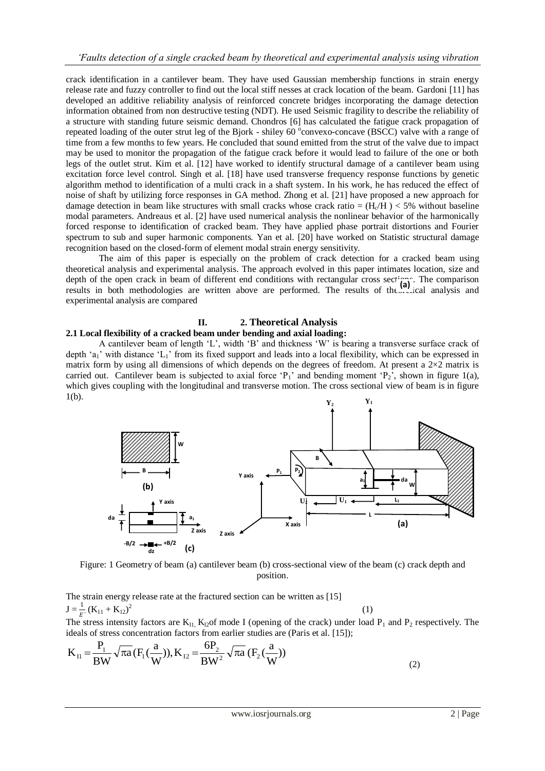crack identification in a cantilever beam. They have used Gaussian membership functions in strain energy release rate and fuzzy controller to find out the local stiff nesses at crack location of the beam. Gardoni [11] has developed an additive reliability analysis of reinforced concrete bridges incorporating the damage detection information obtained from non destructive testing (NDT). He used Seismic fragility to describe the reliability of a structure with standing future seismic demand. Chondros [6] has calculated the fatigue crack propagation of repeated loading of the outer strut leg of the Bjork - shiley 60 °convexo-concave (BSCC) valve with a range of time from a few months to few years. He concluded that sound emitted from the strut of the valve due to impact may be used to monitor the propagation of the fatigue crack before it would lead to failure of the one or both legs of the outlet strut. Kim et al. [12] have worked to identify structural damage of a cantilever beam using excitation force level control. Singh et al. [18] have used transverse frequency response functions by genetic algorithm method to identification of a multi crack in a shaft system. In his work, he has reduced the effect of noise of shaft by utilizing force responses in GA method. Zhong et al. [21] have proposed a new approach for damage detection in beam like structures with small cracks whose crack ratio = ($H_c$/H ) < 5% without baseline modal parameters. Andreaus et al. [2] have used numerical analysis the nonlinear behavior of the harmonically forced response to identification of cracked beam. They have applied phase portrait distortions and Fourier spectrum to sub and super harmonic components. Yan et al. [20] have worked on Statistic structural damage recognition based on the closed-form of element modal strain energy sensitivity.

The aim of this paper is especially on the problem of crack detection for a cracked beam using theoretical analysis and experimental analysis. The approach evolved in this paper intimates location, size and depth of the open crack in beam of different end conditions with rectangular cross sections. The comparison results in both methodologies are written above are performed. The results of theoretical analysis and experimental analysis are compared

## II. 2. Theoretical Analysis

### 2.1 Local flexibility of a cracked beam under bending and axial loading:

A cantilever beam of length 'L', width 'B' and thickness 'W' is bearing a transverse surface crack of depth '$a_1$' with distance '$L_1$' from its fixed support and leads into a local flexibility, which can be expressed in matrix form by using all dimensions of which depends on the degrees of freedom. At present a 2×2 matrix is carried out. Cantilever beam is subjected to axial force '$P_1$' and bending moment '$P_2$', shown in figure 1(a), which gives coupling with the longitudinal and transverse motion. The cross sectional view of beam is in figure 1(b).

Figure: 1 Geometry of beam (a) cantilever beam (b) cross-sectional view of the beam (c) crack depth and position.

The strain energy release rate at the fractured section can be written as [15]

$$J = \frac{1}{E'} (K_{11} + K_{12})^2 \quad (1)$$

The stress intensity factors are $K_{l1}$, $K_{l2}$ of mode I (opening of the crack) under load $P_1$ and $P_2$ respectively. The ideals of stress concentration factors from earlier studies are (Paris et al. [15]);

$$K_{I1} = \frac{P_1}{BW}\sqrt{\pi a}\left(F_1\left(\frac{a}{W}\right)\right), K_{I2} = \frac{6P_2}{BW^2}\sqrt{\pi a}\left(F_2\left(\frac{a}{W}\right)\right) \quad (2)$$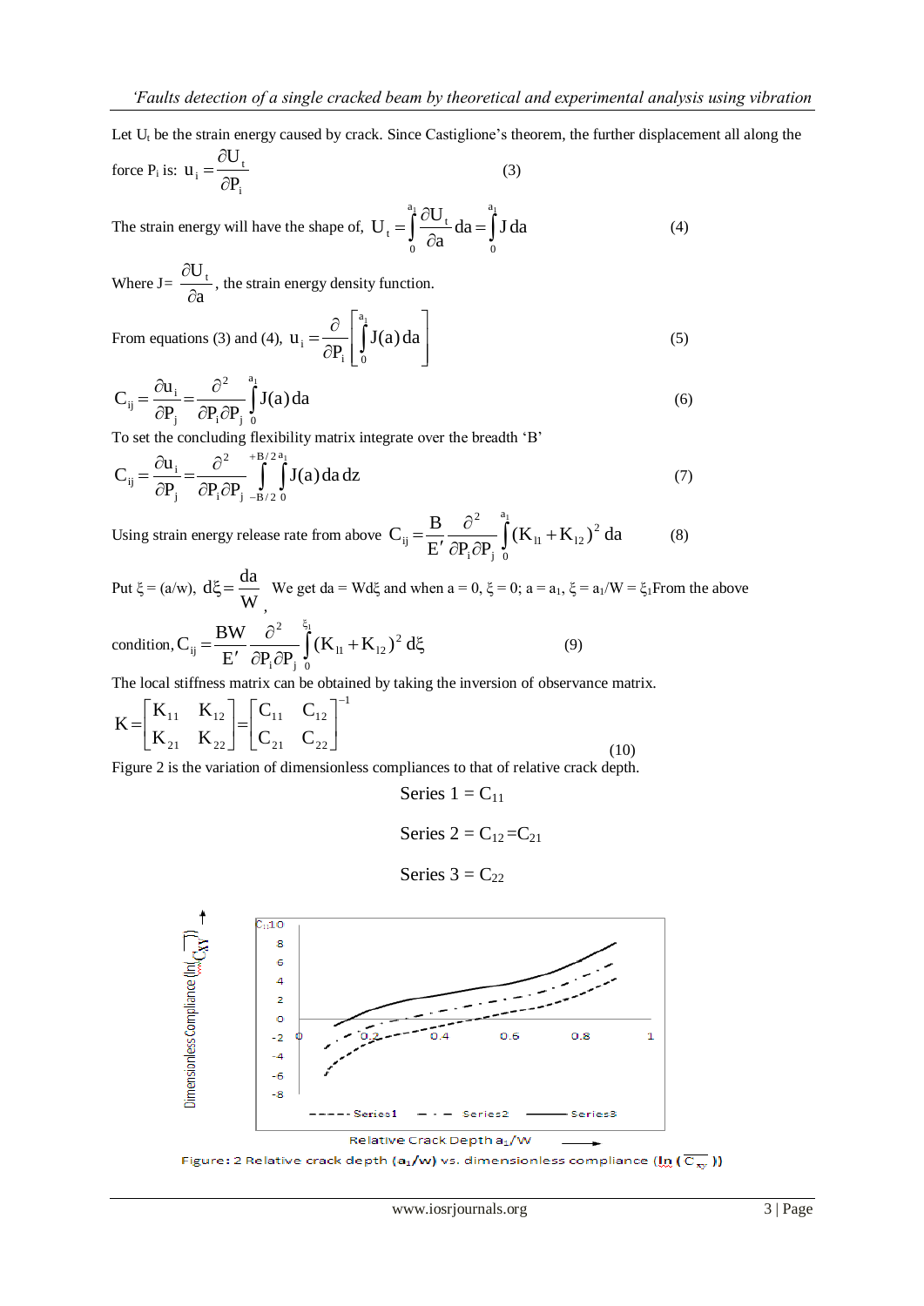Let $U_t$ be the strain energy caused by crack. Since Castiglione's theorem, the further displacement all along the force $P_i$ is: $u_i = \dfrac{\partial U_t}{\partial P_i}$ (3)

The strain energy will have the shape of, $U_t = \int_0^{a_1} \dfrac{\partial U_t}{\partial a} da = \int_0^{a_1} J\, da$ (4)

Where J= $\dfrac{\partial U_t}{\partial a}$, the strain energy density function.

From equations (3) and (4), $u_i = \dfrac{\partial}{\partial P_i}\left[\int_0^{a_1} J(a)\, da\right]$ (5)

$$C_{ij} = \frac{\partial u_i}{\partial P_j} = \frac{\partial^2}{\partial P_i \partial P_j}\int_0^{a_1} J(a)\, da \tag{6}$$

To set the concluding flexibility matrix integrate over the breadth 'B'

$$C_{ij} = \frac{\partial u_i}{\partial P_j} = \frac{\partial^2}{\partial P_i \partial P_j}\int_{-B/2}^{+B/2}\int_0^{a_1} J(a)\, da\, dz \tag{7}$$

Using strain energy release rate from above $C_{ij} = \dfrac{B}{E'}\dfrac{\partial^2}{\partial P_i \partial P_j}\int_0^{a_1} (K_{I1} + K_{I2})^2\, da$ (8)

Put $\xi = (a/w)$, $d\xi = \dfrac{da}{W}$, We get $da = W d\xi$ and when $a = 0$, $\xi = 0$; $a = a_1$, $\xi = a_1/W = \xi_1$From the above

condition, $C_{ij} = \dfrac{BW}{E'}\dfrac{\partial^2}{\partial P_i \partial P_j}\int_0^{\xi_1} (K_{I1} + K_{I2})^2\, d\xi$ (9)

The local stiffness matrix can be obtained by taking the inversion of observance matrix.

$$K = \begin{bmatrix} K_{11} & K_{12} \\ K_{21} & K_{22} \end{bmatrix} = \begin{bmatrix} C_{11} & C_{12} \\ C_{21} & C_{22} \end{bmatrix}^{-1} \tag{10}$$

Figure 2 is the variation of dimensionless compliances to that of relative crack depth.

Series 1 = $C_{11}$

Series 2 = $C_{12}$ = $C_{21}$

Series 3 = $C_{22}$

Figure: 2 Relative crack depth ($a_1$/w) vs. dimensionless compliance ($\ln(\overline{C_{xy}})$)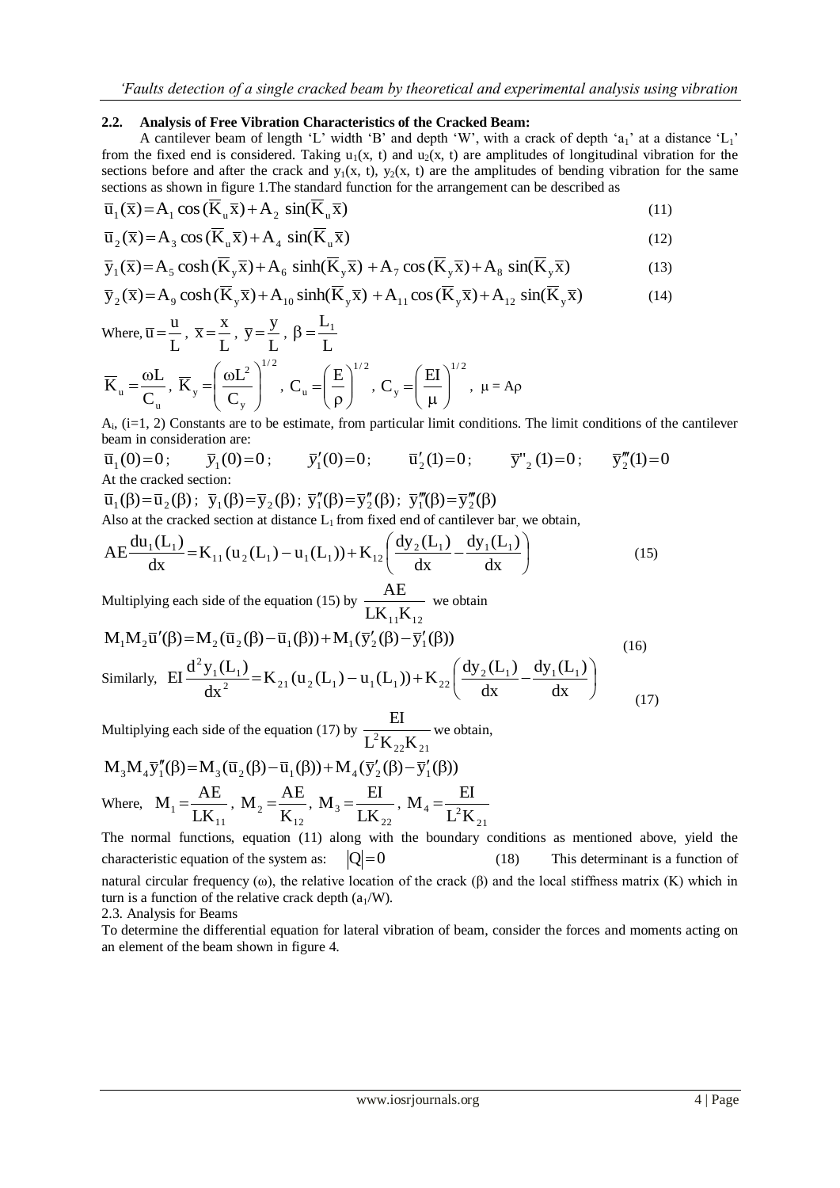## 2.2. Analysis of Free Vibration Characteristics of the Cracked Beam:

A cantilever beam of length 'L' width 'B' and depth 'W', with a crack of depth '$a_1$' at a distance '$L_1$' from the fixed end is considered. Taking $u_1(x, t)$ and $u_2(x, t)$ are amplitudes of longitudinal vibration for the sections before and after the crack and $y_1(x, t)$, $y_2(x, t)$ are the amplitudes of bending vibration for the same sections as shown in figure 1.The standard function for the arrangement can be described as

$$\bar{u}_1(\bar{x}) = A_1 \cos(\bar{K}_u \bar{x}) + A_2 \sin(\bar{K}_u \bar{x}) \tag{11}$$

$$\bar{u}_2(\bar{x}) = A_3 \cos(\bar{K}_u \bar{x}) + A_4 \sin(\bar{K}_u \bar{x}) \tag{12}$$

$$\bar{y}_1(\bar{x}) = A_5 \cosh(\bar{K}_y \bar{x}) + A_6 \sinh(\bar{K}_y \bar{x}) + A_7 \cos(\bar{K}_y \bar{x}) + A_8 \sin(\bar{K}_y \bar{x}) \tag{13}$$

$$\bar{y}_2(\bar{x}) = A_9 \cosh(\bar{K}_y \bar{x}) + A_{10} \sinh(\bar{K}_y \bar{x}) + A_{11} \cos(\bar{K}_y \bar{x}) + A_{12} \sin(\bar{K}_y \bar{x}) \tag{14}$$

Where, $\bar{u} = \frac{u}{L}$, $\bar{x} = \frac{x}{L}$, $\bar{y} = \frac{y}{L}$, $\beta = \frac{L_1}{L}$

$$\bar{K}_u = \frac{\omega L}{C_u},\ \bar{K}_y = \left(\frac{\omega L^2}{C_y}\right)^{1/2},\ C_u = \left(\frac{E}{\rho}\right)^{1/2},\ C_y = \left(\frac{EI}{\mu}\right)^{1/2},\ \mu = A\rho$$

$A_i$, (i=1, 2) Constants are to be estimate, from particular limit conditions. The limit conditions of the cantilever beam in consideration are:

$$\bar{u}_1(0) = 0;\quad \bar{y}_1(0) = 0;\quad \bar{y}_1'(0) = 0;\quad \bar{u}_2'(1) = 0;\quad \bar{y}''_2(1) = 0;\quad \bar{y}_2'''(1) = 0$$

At the cracked section:

$$\bar{u}_1(\beta) = \bar{u}_2(\beta);\ \bar{y}_1(\beta) = \bar{y}_2(\beta);\ \bar{y}_1''(\beta) = \bar{y}_2''(\beta);\ \bar{y}_1'''(\beta) = \bar{y}_2'''(\beta)$$

Also at the cracked section at distance $L_1$ from fixed end of cantilever bar, we obtain,

$$AE\frac{du_1(L_1)}{dx} = K_{11}(u_2(L_1) - u_1(L_1)) + K_{12}\left(\frac{dy_2(L_1)}{dx} - \frac{dy_1(L_1)}{dx}\right) \tag{15}$$

Multiplying each side of the equation (15) by $\frac{AE}{LK_{11}K_{12}}$ we obtain

$$M_1 M_2 \bar{u}'(\beta) = M_2(\bar{u}_2(\beta) - \bar{u}_1(\beta)) + M_1(\bar{y}_2'(\beta) - \bar{y}_1'(\beta)) \tag{16}$$

Similarly,

$$EI\frac{d^2 y_1(L_1)}{dx^2} = K_{21}(u_2(L_1) - u_1(L_1)) + K_{22}\left(\frac{dy_2(L_1)}{dx} - \frac{dy_1(L_1)}{dx}\right) \tag{17}$$

Multiplying each side of the equation (17) by $\frac{EI}{L^2 K_{22} K_{21}}$ we obtain,

$$M_3 M_4 \bar{y}_1''(\beta) = M_3(\bar{u}_2(\beta) - \bar{u}_1(\beta)) + M_4(\bar{y}_2'(\beta) - \bar{y}_1'(\beta))$$

Where, $M_1 = \frac{AE}{LK_{11}}$, $M_2 = \frac{AE}{K_{12}}$, $M_3 = \frac{EI}{LK_{22}}$, $M_4 = \frac{EI}{L^2 K_{21}}$

The normal functions, equation (11) along with the boundary conditions as mentioned above, yield the characteristic equation of the system as: $|Q| = 0$ (18) This determinant is a function of natural circular frequency (ω), the relative location of the crack (β) and the local stiffness matrix (K) which in turn is a function of the relative crack depth ($a_1$/W).

## 2.3. Analysis for Beams

To determine the differential equation for lateral vibration of beam, consider the forces and moments acting on an element of the beam shown in figure 4.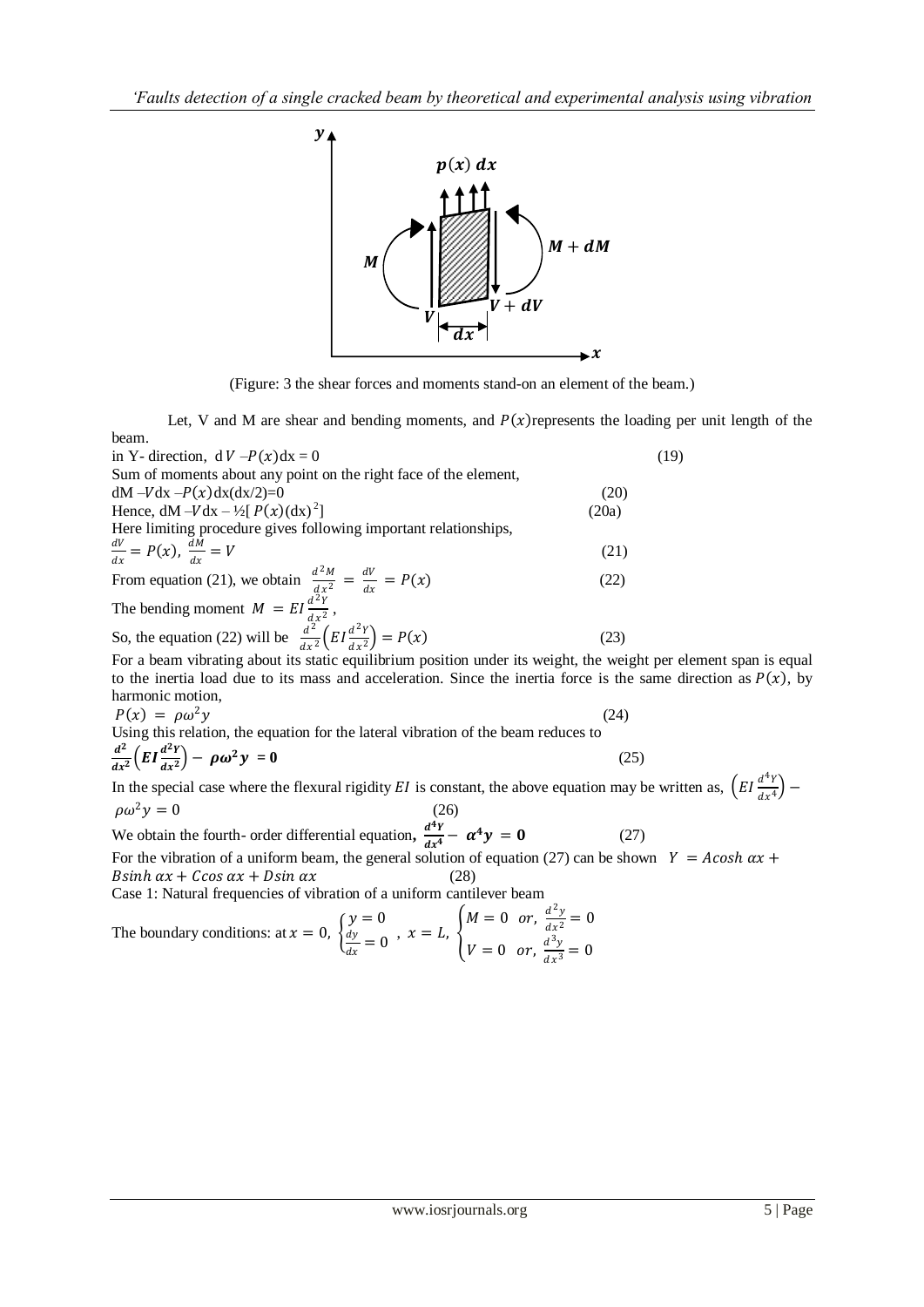(Figure: 3 the shear forces and moments stand-on an element of the beam.)

Let, V and M are shear and bending moments, and $P(x)$ represents the loading per unit length of the beam.

in Y- direction, $dV - P(x)dx = 0$ (19)

Sum of moments about any point on the right face of the element,

$dM - Vdx - P(x)dx(dx/2) = 0$ (20)

Hence, $dM - Vdx - \frac{1}{2}[P(x)(dx)^2]$ (20a)

Here limiting procedure gives following important relationships,

$$\frac{dV}{dx} = P(x), \; \frac{dM}{dx} = V \quad (21)$$

From equation (21), we obtain $\frac{d^2M}{dx^2} = \frac{dV}{dx} = P(x)$ (22)

The bending moment $M = EI\frac{d^2Y}{dx^2}$,

So, the equation (22) will be $\frac{d^2}{dx^2}\left(EI\frac{d^2Y}{dx^2}\right) = P(x)$ (23)

For a beam vibrating about its static equilibrium position under its weight, the weight per element span is equal to the inertia load due to its mass and acceleration. Since the inertia force is the same direction as $P(x)$, by harmonic motion,

$$P(x) = \rho\omega^2 y \quad (24)$$

Using this relation, the equation for the lateral vibration of the beam reduces to

$$\frac{d^2}{dx^2}\left(EI\frac{d^2Y}{dx^2}\right) - \rho\omega^2 y = 0 \quad (25)$$

In the special case where the flexural rigidity $EI$ is constant, the above equation may be written as, $\left(EI\frac{d^4Y}{dx^4}\right) - \rho\omega^2 y = 0$ (26)

We obtain the fourth- order differential equation, $\frac{d^4Y}{dx^4} - \alpha^4 y = 0$ (27)

For the vibration of a uniform beam, the general solution of equation (27) can be shown $Y = A\cosh \alpha x + B\sinh \alpha x + C\cos \alpha x + D\sin \alpha x$ (28)

Case 1: Natural frequencies of vibration of a uniform cantilever beam

The boundary conditions: at $x = 0$, $\begin{cases} y = 0 \\ \frac{dy}{dx} = 0 \end{cases}$, $x = L$, $\begin{cases} M = 0 \;\; or, \; \frac{d^2y}{dx^2} = 0 \\ V = 0 \;\; or, \; \frac{d^3y}{dx^3} = 0 \end{cases}$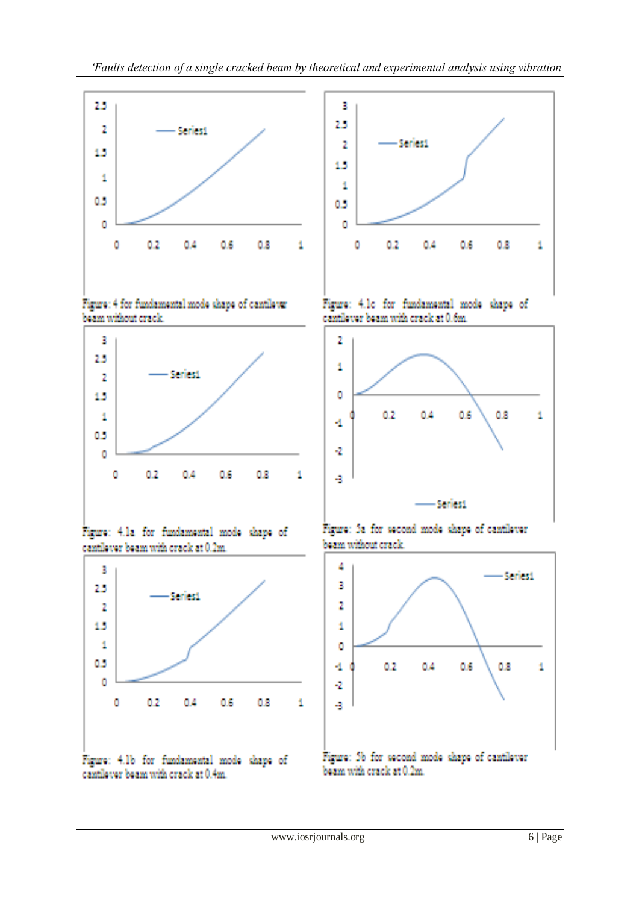Figure: 4 for fundamental mode shape of cantilever beam without crack.

Figure: 4.1c for fundamental mode shape of cantilever beam with crack at 0.6m.

Figure: 4.1a for fundamental mode shape of cantilever beam with crack at 0.2m.

Figure: 5a for second mode shape of cantilever beam without crack.

Figure: 4.1b for fundamental mode shape of cantilever beam with crack at 0.4m.

Figure: 5b for second mode shape of cantilever beam with crack at 0.2m.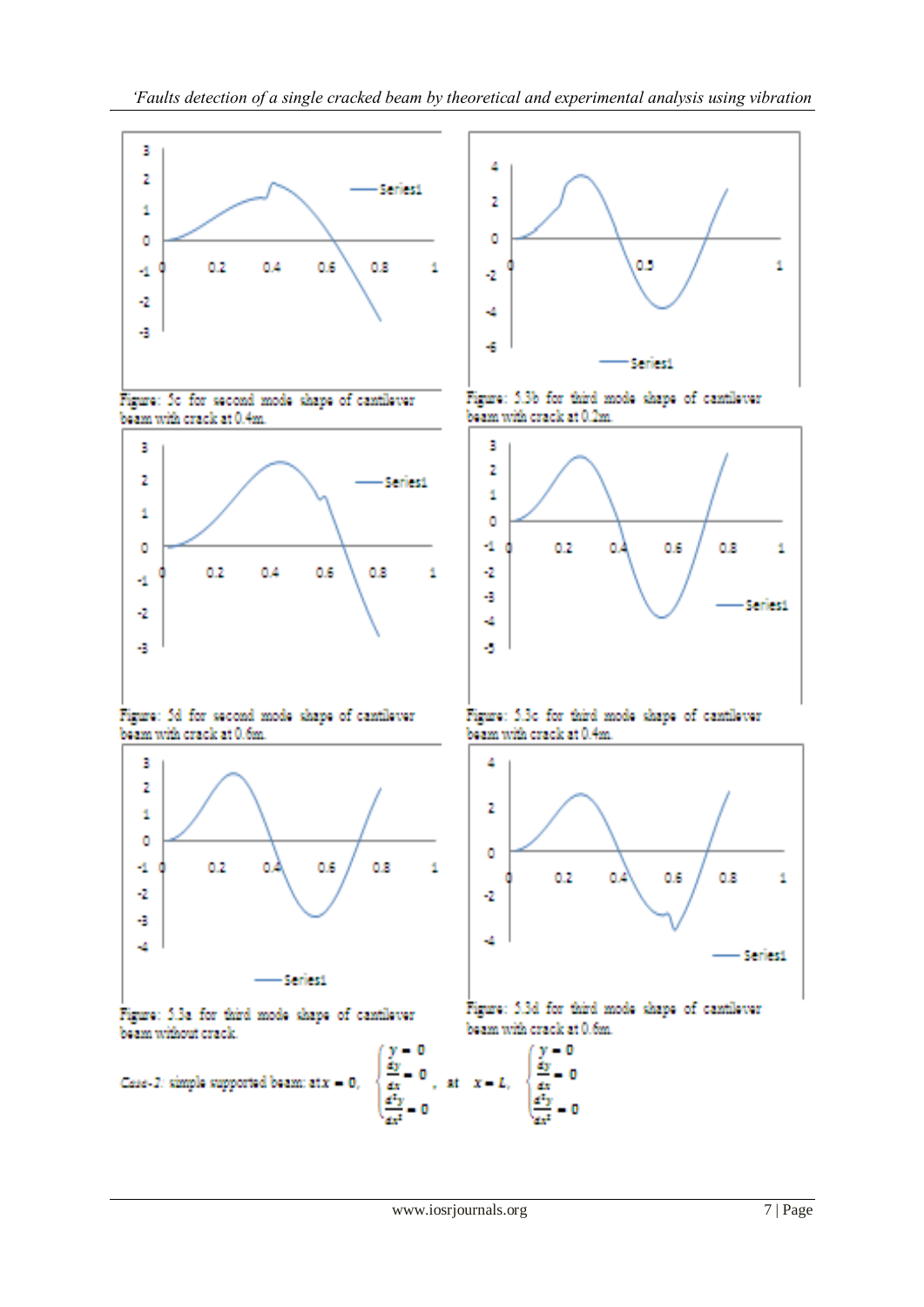Figure: 5c for second mode shape of cantilever beam with crack at 0.4m.

Figure: 5.3b for third mode shape of cantilever beam with crack at 0.2m.

Figure: 5d for second mode shape of cantilever beam with crack at 0.6m.

Figure: 5.3c for third mode shape of cantilever beam with crack at 0.4m.

Figure: 5.3a for third mode shape of cantilever beam without crack.

Figure: 5.3d for third mode shape of cantilever beam with crack at 0.6m.

*Case-2*: simple supported beam: at $x = 0$, $\begin{cases} y = 0 \\ \frac{dy}{dx} = 0 \\ \frac{d^2y}{dx^2} = 0 \end{cases}$, at $x = L$, $\begin{cases} y = 0 \\ \frac{dy}{dx} = 0 \\ \frac{d^2y}{dx^2} = 0 \end{cases}$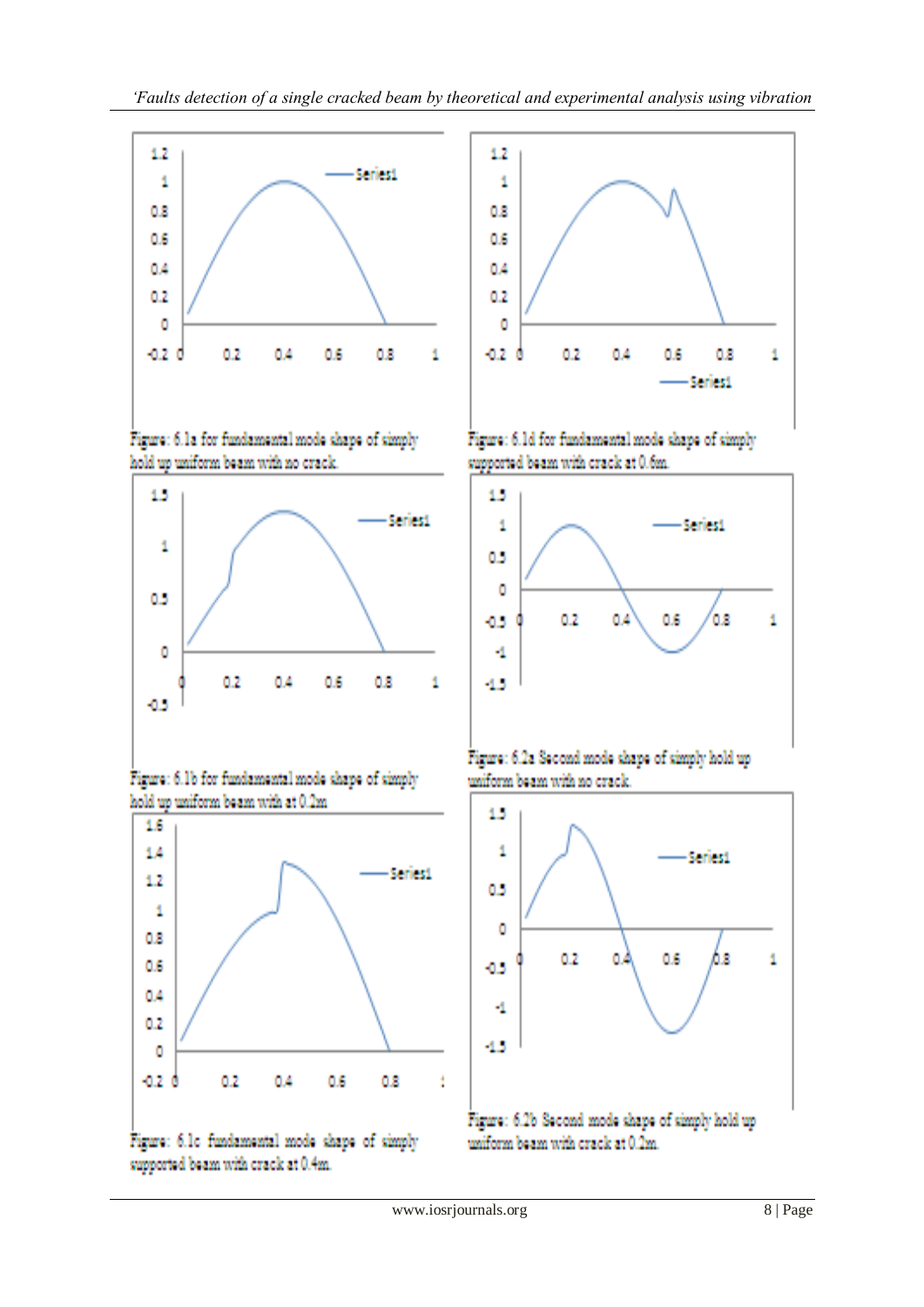Figure: 6.1a for fundamental mode shape of simply hold up uniform beam with no crack.

Figure: 6.1d for fundamental mode shape of simply supported beam with crack at 0.6m.

Figure: 6.1b for fundamental mode shape of simply hold up uniform beam with at 0.2m

Figure: 6.2a Second mode shape of simply hold up uniform beam with no crack.

Figure: 6.1c fundamental mode shape of simply supported beam with crack at 0.4m.

Figure: 6.2b Second mode shape of simply hold up uniform beam with crack at 0.2m.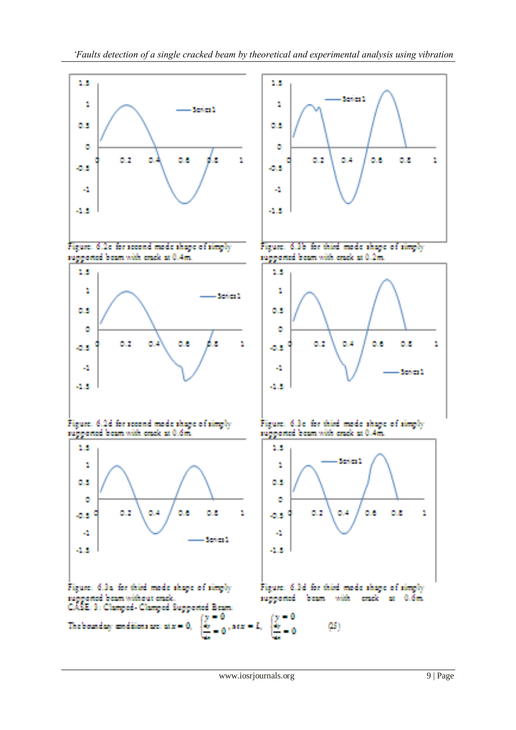Figure: 6.2c for second mode shape of simply supported beam with crack at 0.4m.

Figure: 6.3b for third mode shape of simply supported beam with crack at 0.2m.

Figure: 6.2d for second mode shape of simply supported beam with crack at 0.6m.

Figure: 6.3c for third mode shape of simply supported beam with crack at 0.4m.

Figure: 6.3a for third mode shape of simply supported beam without crack.

Figure: 6.3d for third mode shape of simply supported beam with crack at 0.6m.

CASE 3: Clamped- Clamped Supported Beam.

The boundary conditions are: at $x = 0$, $\begin{cases} y = 0 \\ \frac{dy}{dx} = 0 \end{cases}$, at $x = L$, $\begin{cases} y = 0 \\ \frac{dy}{dx} = 0 \end{cases}$ (25)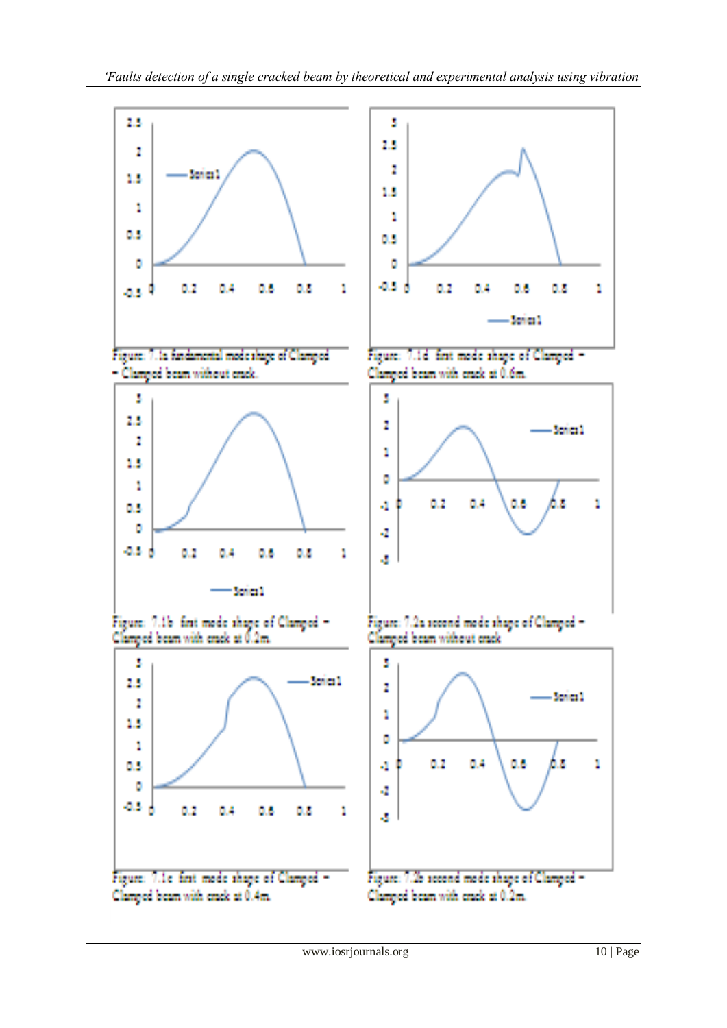Figure: 7.1a fundamental mode shape of Clamped - Clamped beam without crack.

Figure: 7.1b first mode shape of Clamped - Clamped beam with crack at 0.2m.

Figure: 7.1c first mode shape of Clamped - Clamped beam with crack at 0.4m.

Figure: 7.1d first mode shape of Clamped - Clamped beam with crack at 0.6m.

Figure: 7.2a second mode shape of Clamped - Clamped beam without crack

Figure: 7.2b second mode shape of Clamped - Clamped beam with crack at 0.2m.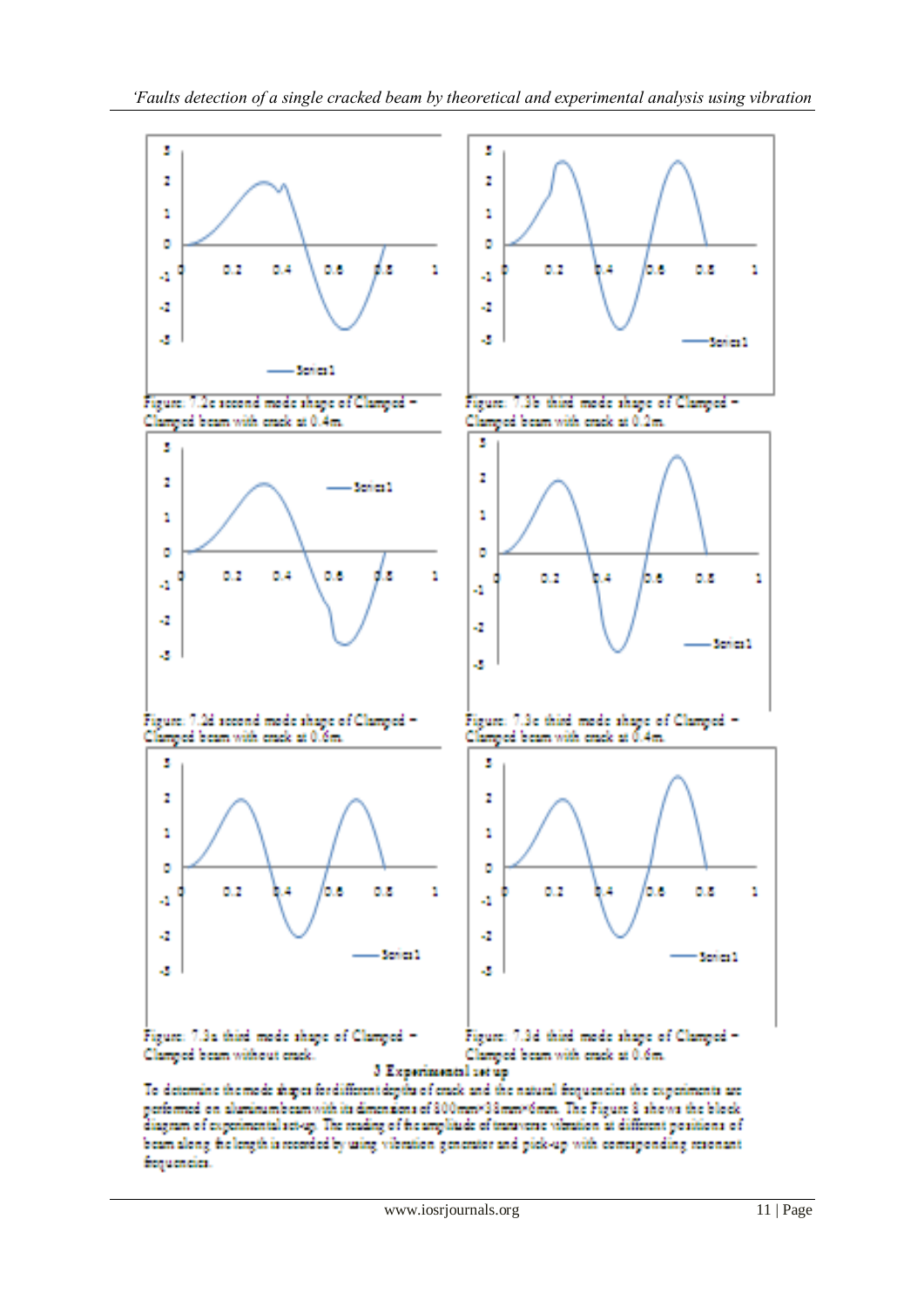Figure: 7.2c second mode shape of Clamped – Clamped beam with crack at 0.4m.

Figure: 7.3b third mode shape of Clamped – Clamped beam with crack at 0.2m.

Figure: 7.2d second mode shape of Clamped – Clamped beam with crack at 0.6m.

Figure: 7.3c third mode shape of Clamped – Clamped beam with crack at 0.4m.

Figure: 7.3a third mode shape of Clamped – Clamped beam without crack.

Figure: 7.3d third mode shape of Clamped – Clamped beam with crack at 0.6m.

## 3 Experimental set up

To determine the mode shapes for different depths of crack and the natural frequencies the experiments are performed on aluminum beam with its dimensions of 800mm*38mm*6mm. The Figure 8 shows the block diagram of experimental set-up. The reading of the amplitude of transverse vibration at different positions of beam along the length is recorded by using vibration generator and pick-up with corresponding resonant frequencies.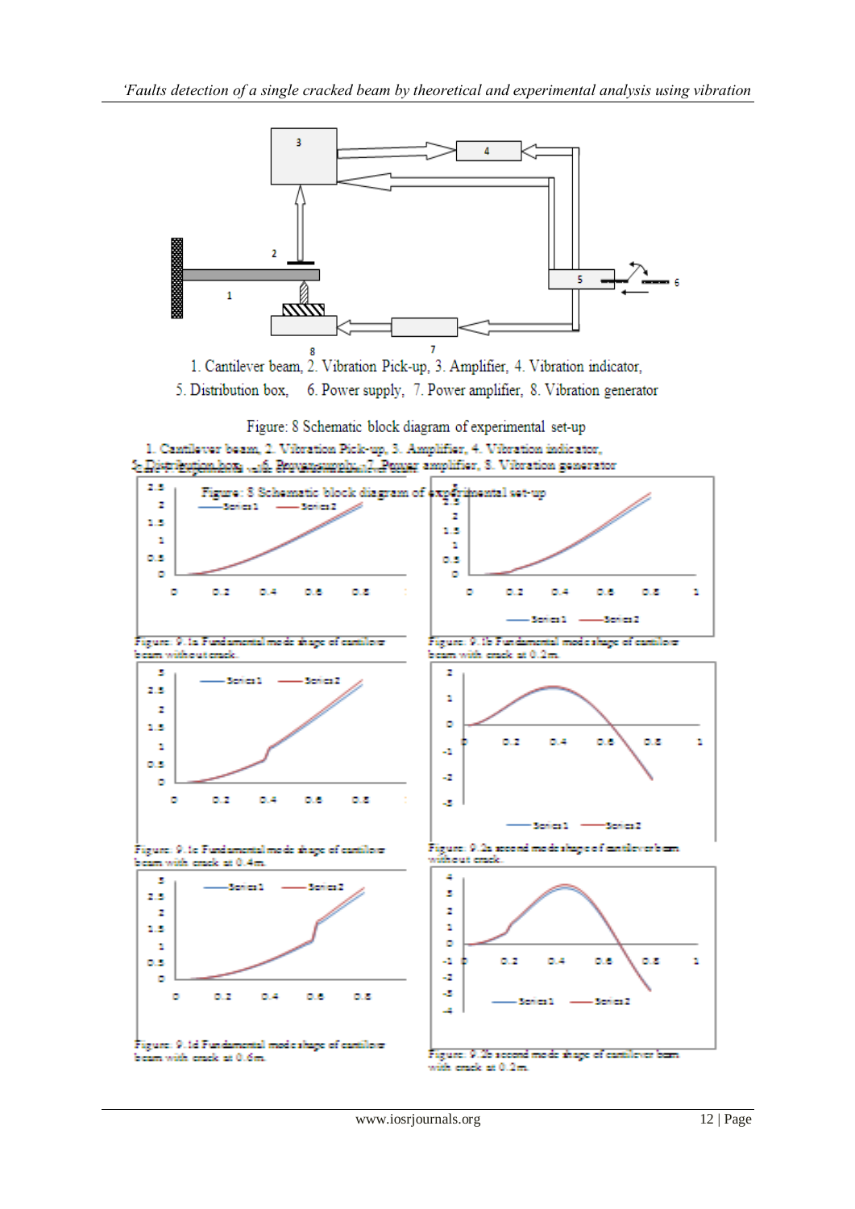1. Cantilever beam, 2. Vibration Pick-up, 3. Amplifier, 4. Vibration indicator, 5. Distribution box, 6. Power supply, 7. Power amplifier, 8. Vibration generator

Figure: 8 Schematic block diagram of experimental set-up

1. Cantilever beam, 2. Vibration Pick-up, 3. Amplifier, 4. Vibration indicator, 5. Distribution box, 6. Power supply, 7. Power amplifier, 8. Vibration generator

Figure: 8 Schematic block diagram of experimental set-up

Figure: 9.1a Fundamental mode shape of cantilever beam without crack.

Figure: 9.1b Fundamental mode shape of cantilever beam with crack at 0.2m.

Figure: 9.1c Fundamental mode shape of cantilever beam with crack at 0.4m.

Figure: 9.2a second mode shape of cantilever beam without crack.

Figure: 9.1d Fundamental mode shape of cantilever beam with crack at 0.6m.

Figure: 9.2b second mode shape of cantilever beam with crack at 0.2m.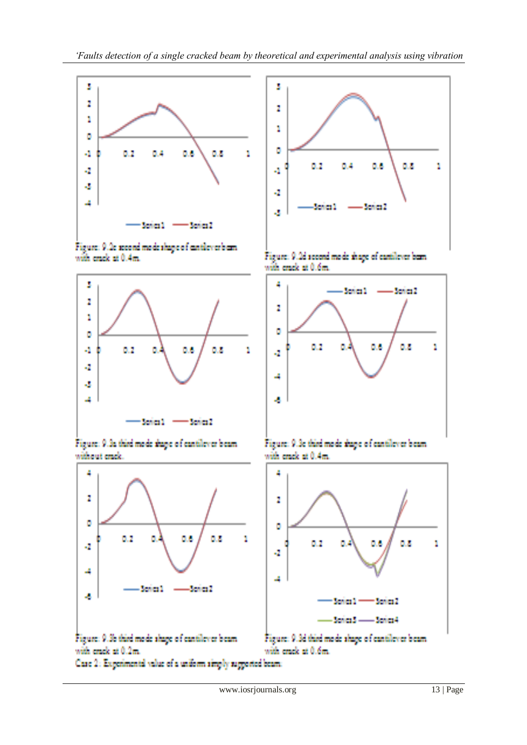Figure: 9.2c second mode shape of cantilever beam with crack at 0.4m.

Figure: 9.2d second mode shape of cantilever beam with crack at 0.6m.

Figure: 9.3a third mode shape of cantilever beam without crack.

Figure: 9.3c third mode shape of cantilever beam with crack at 0.4m.

Figure: 9.3b third mode shape of cantilever beam with crack at 0.2m.

Figure: 9.3d third mode shape of cantilever beam with crack at 0.6m.

Case 2: Experimental value of a uniform simply supported beam.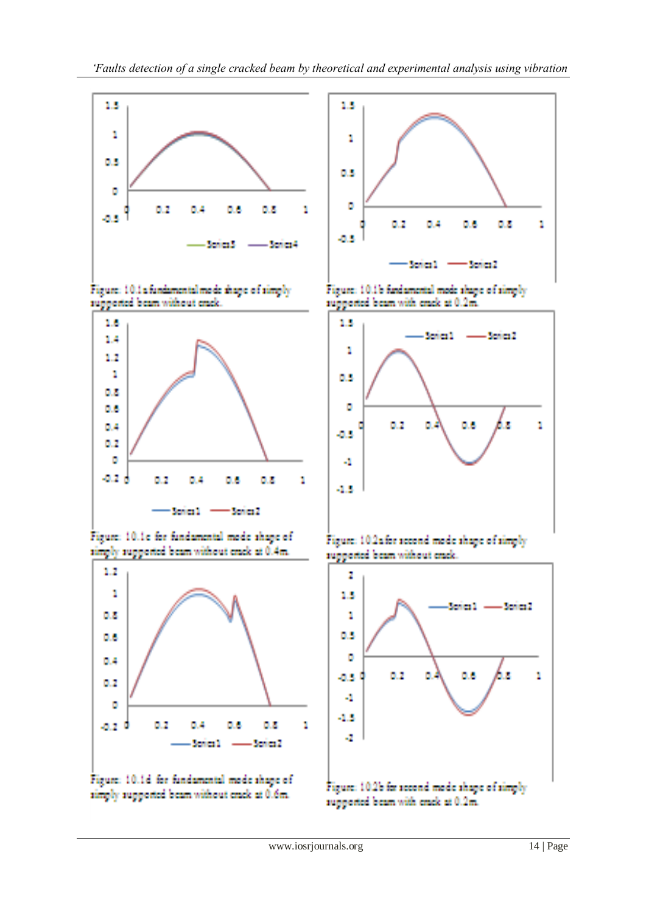Figure: 10.1a fundamental mode shape of simply supported beam without crack.

Figure: 10.1b fundamental mode shape of simply supported beam with crack at 0.2m.

Figure: 10.1c for fundamental mode shape of simply supported beam without crack at 0.4m.

Figure: 10.2a for second mode shape of simply supported beam without crack.

Figure: 10.1d for fundamental mode shape of simply supported beam without crack at 0.6m.

Figure: 10.2b for second mode shape of simply supported beam with crack at 0.2m.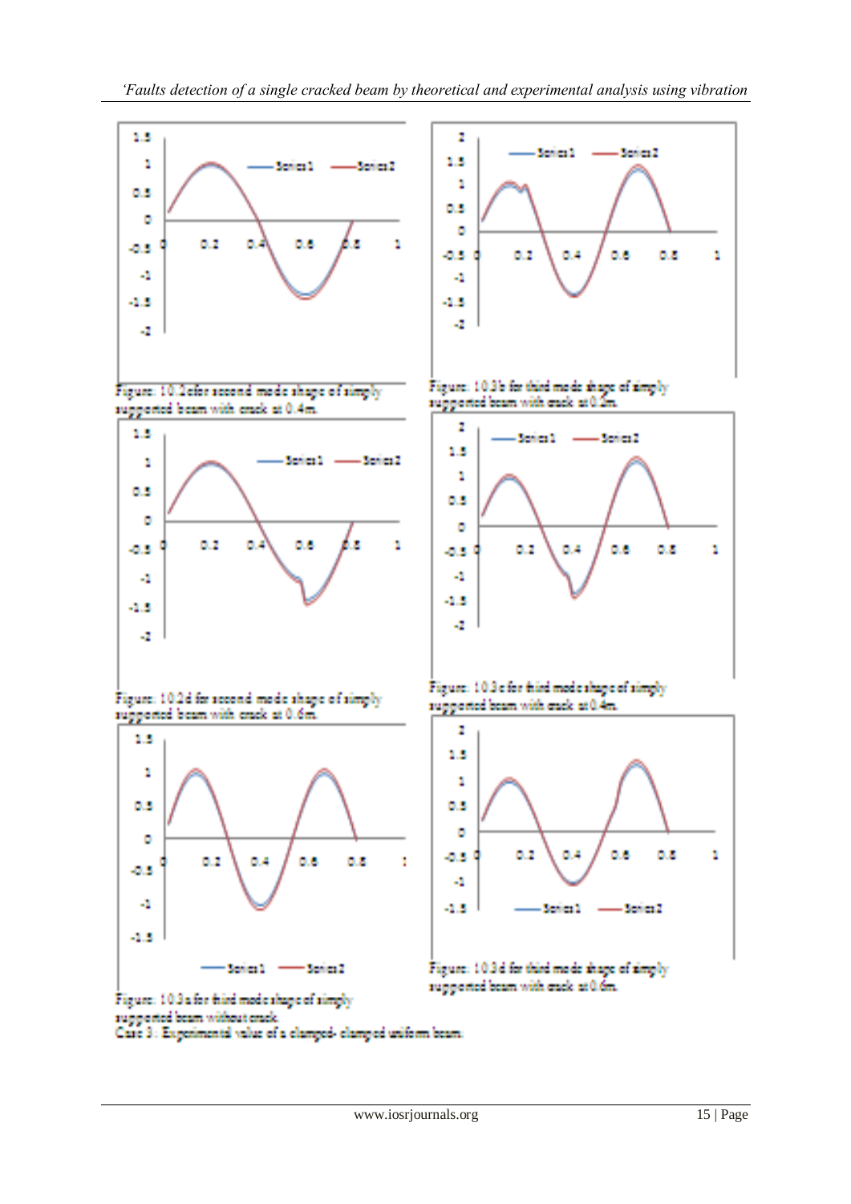Figure: 10.2c for second mode shape of simply supported beam with crack at 0.4m.

Figure: 10.3b for third mode shape of simply supported beam with crack at 0.2m.

Figure: 10.2d for second mode shape of simply supported beam with crack at 0.6m.

Figure: 10.3c for third mode shape of simply supported beam with crack at 0.4m.

Figure: 10.3a for third mode shape of simply supported beam without crack.

Figure: 10.3d for third mode shape of simply supported beam with crack at 0.6m.

Case 3: Experimental value of a clamped- clamped uniform beam.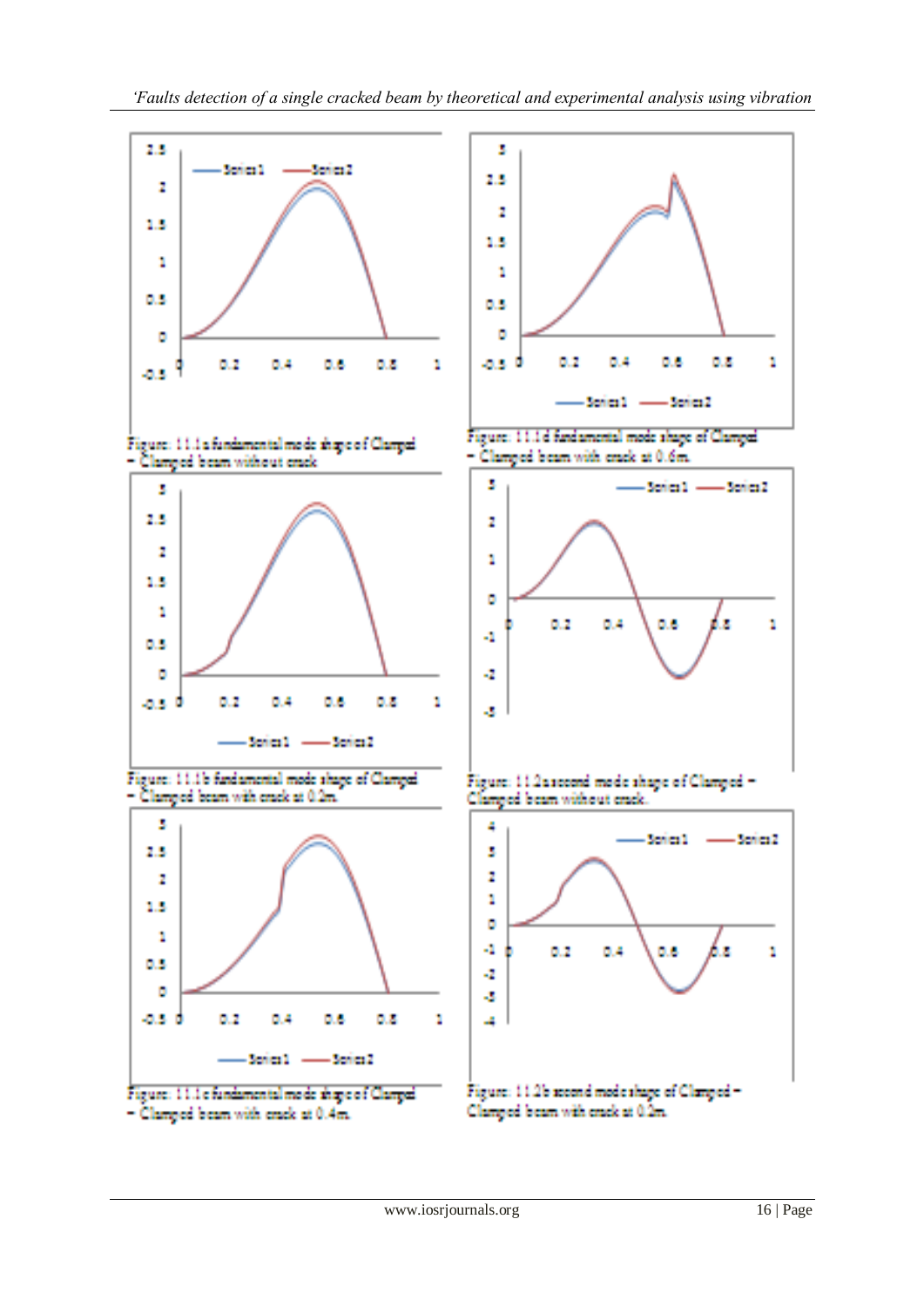Figure: 11.1a fundamental mode shape of Clamped – Clamped beam without crack

Figure: 11.1b fundamental mode shape of Clamped – Clamped beam with crack at 0.2m.

Figure: 11.1c fundamental mode shape of Clamped – Clamped beam with crack at 0.4m.

Figure: 11.1d fundamental mode shape of Clamped – Clamped beam with crack at 0.6m.

Figure: 11.2a second mode shape of Clamped – Clamped beam without crack.

Figure: 11.2b second mode shape of Clamped – Clamped beam with crack at 0.2m.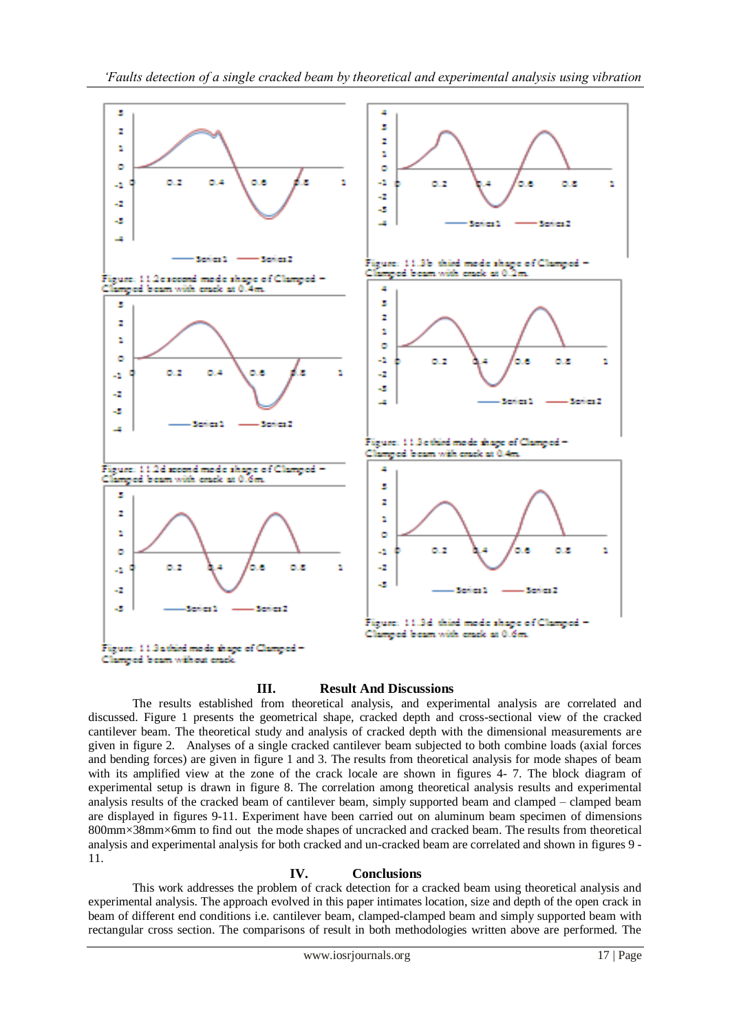Figure: 11.2c second mode shape of Clamped – Clamped beam with crack at 0.4m.

Figure: 11.3b third mode shape of Clamped – Clamped beam with crack at 0.2m.

Figure: 11.2d second mode shape of Clamped – Clamped beam with crack at 0.6m.

Figure: 11.3c third mode shape of Clamped – Clamped beam with crack at 0.4m.

Figure: 11.3a third mode shape of Clamped – Clamped beam without crack.

Figure: 11.3d third mode shape of Clamped – Clamped beam with crack at 0.6m.

## III. Result And Discussions

The results established from theoretical analysis, and experimental analysis are correlated and discussed. Figure 1 presents the geometrical shape, cracked depth and cross-sectional view of the cracked cantilever beam. The theoretical study and analysis of cracked depth with the dimensional measurements are given in figure 2. Analyses of a single cracked cantilever beam subjected to both combine loads (axial forces and bending forces) are given in figure 1 and 3. The results from theoretical analysis for mode shapes of beam with its amplified view at the zone of the crack locale are shown in figures 4- 7. The block diagram of experimental setup is drawn in figure 8. The correlation among theoretical analysis results and experimental analysis results of the cracked beam of cantilever beam, simply supported beam and clamped – clamped beam are displayed in figures 9-11. Experiment have been carried out on aluminum beam specimen of dimensions 800mm×38mm×6mm to find out the mode shapes of uncracked and cracked beam. The results from theoretical analysis and experimental analysis for both cracked and un-cracked beam are correlated and shown in figures 9 - 11.

## IV. Conclusions

This work addresses the problem of crack detection for a cracked beam using theoretical analysis and experimental analysis. The approach evolved in this paper intimates location, size and depth of the open crack in beam of different end conditions i.e. cantilever beam, clamped-clamped beam and simply supported beam with rectangular cross section. The comparisons of result in both methodologies written above are performed. The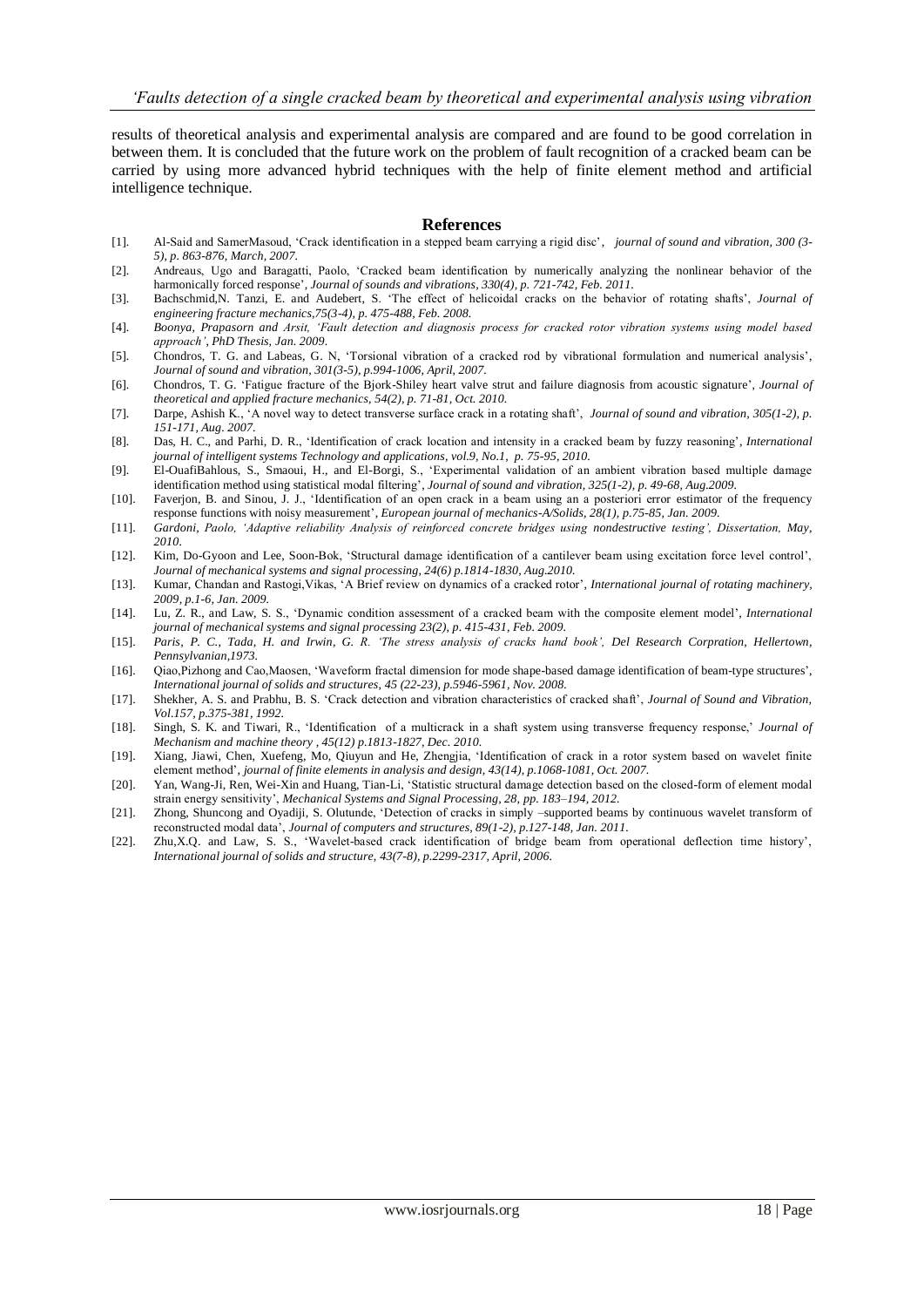results of theoretical analysis and experimental analysis are compared and are found to be good correlation in between them. It is concluded that the future work on the problem of fault recognition of a cracked beam can be carried by using more advanced hybrid techniques with the help of finite element method and artificial intelligence technique.

## References

[1]. Al-Said and SamerMasoud, 'Crack identification in a stepped beam carrying a rigid disc', *journal of sound and vibration, 300 (3-5), p. 863-876, March, 2007.*

[2]. Andreaus, Ugo and Baragatti, Paolo, 'Cracked beam identification by numerically analyzing the nonlinear behavior of the harmonically forced response', *Journal of sounds and vibrations, 330(4), p. 721-742, Feb. 2011.*

[3]. Bachschmid,N. Tanzi, E. and Audebert, S. 'The effect of helicoidal cracks on the behavior of rotating shafts', *Journal of engineering fracture mechanics,75(3-4), p. 475-488, Feb. 2008.*

[4]. *Boonya, Prapasorn and Arsit, 'Fault detection and diagnosis process for cracked rotor vibration systems using model based approach', PhD Thesis, Jan. 2009.*

[5]. Chondros, T. G. and Labeas, G. N, 'Torsional vibration of a cracked rod by vibrational formulation and numerical analysis', *Journal of sound and vibration, 301(3-5), p.994-1006, April, 2007.*

[6]. Chondros, T. G. 'Fatigue fracture of the Bjork-Shiley heart valve strut and failure diagnosis from acoustic signature', *Journal of theoretical and applied fracture mechanics, 54(2), p. 71-81, Oct. 2010.*

[7]. Darpe, Ashish K., 'A novel way to detect transverse surface crack in a rotating shaft', *Journal of sound and vibration, 305(1-2), p. 151-171, Aug. 2007.*

[8]. Das, H. C., and Parhi, D. R., 'Identification of crack location and intensity in a cracked beam by fuzzy reasoning', *International journal of intelligent systems Technology and applications, vol.9, No.1, p. 75-95, 2010.*

[9]. El-OuafiBahlous, S., Smaoui, H., and El-Borgi, S., 'Experimental validation of an ambient vibration based multiple damage identification method using statistical modal filtering', *Journal of sound and vibration, 325(1-2), p. 49-68, Aug.2009.*

[10]. Faverjon, B. and Sinou, J. J., 'Identification of an open crack in a beam using an a posteriori error estimator of the frequency response functions with noisy measurement', *European journal of mechanics-A/Solids, 28(1), p.75-85, Jan. 2009.*

[11]. *Gardoni, Paolo, 'Adaptive reliability Analysis of reinforced concrete bridges using nondestructive testing', Dissertation, May, 2010.*

[12]. Kim, Do-Gyoon and Lee, Soon-Bok, 'Structural damage identification of a cantilever beam using excitation force level control', *Journal of mechanical systems and signal processing, 24(6) p.1814-1830, Aug.2010.*

[13]. Kumar, Chandan and Rastogi,Vikas, 'A Brief review on dynamics of a cracked rotor', *International journal of rotating machinery, 2009, p.1-6, Jan. 2009.*

[14]. Lu, Z. R., and Law, S. S., 'Dynamic condition assessment of a cracked beam with the composite element model', *International journal of mechanical systems and signal processing 23(2), p. 415-431, Feb. 2009.*

[15]. *Paris, P. C., Tada, H. and Irwin, G. R. 'The stress analysis of cracks hand book', Del Research Corpration, Hellertown, Pennsylvanian,1973.*

[16]. Qiao,Pizhong and Cao,Maosen, 'Waveform fractal dimension for mode shape-based damage identification of beam-type structures', *International journal of solids and structures, 45 (22-23), p.5946-5961, Nov. 2008.*

[17]. Shekher, A. S. and Prabhu, B. S. 'Crack detection and vibration characteristics of cracked shaft', *Journal of Sound and Vibration, Vol.157, p.375-381, 1992.*

[18]. Singh, S. K. and Tiwari, R., 'Identification of a multicrack in a shaft system using transverse frequency response,' *Journal of Mechanism and machine theory , 45(12) p.1813-1827, Dec. 2010.*

[19]. Xiang, Jiawi, Chen, Xuefeng, Mo, Qiuyun and He, Zhengjia, 'Identification of crack in a rotor system based on wavelet finite element method', *journal of finite elements in analysis and design, 43(14), p.1068-1081, Oct. 2007.*

[20]. Yan, Wang-Ji, Ren, Wei-Xin and Huang, Tian-Li, 'Statistic structural damage detection based on the closed-form of element modal strain energy sensitivity', *Mechanical Systems and Signal Processing, 28, pp. 183–194, 2012.*

[21]. Zhong, Shuncong and Oyadiji, S. Olutunde, 'Detection of cracks in simply –supported beams by continuous wavelet transform of reconstructed modal data', *Journal of computers and structures, 89(1-2), p.127-148, Jan. 2011.*

[22]. Zhu,X.Q. and Law, S. S., 'Wavelet-based crack identification of bridge beam from operational deflection time history', *International journal of solids and structure, 43(7-8), p.2299-2317, April, 2006.*